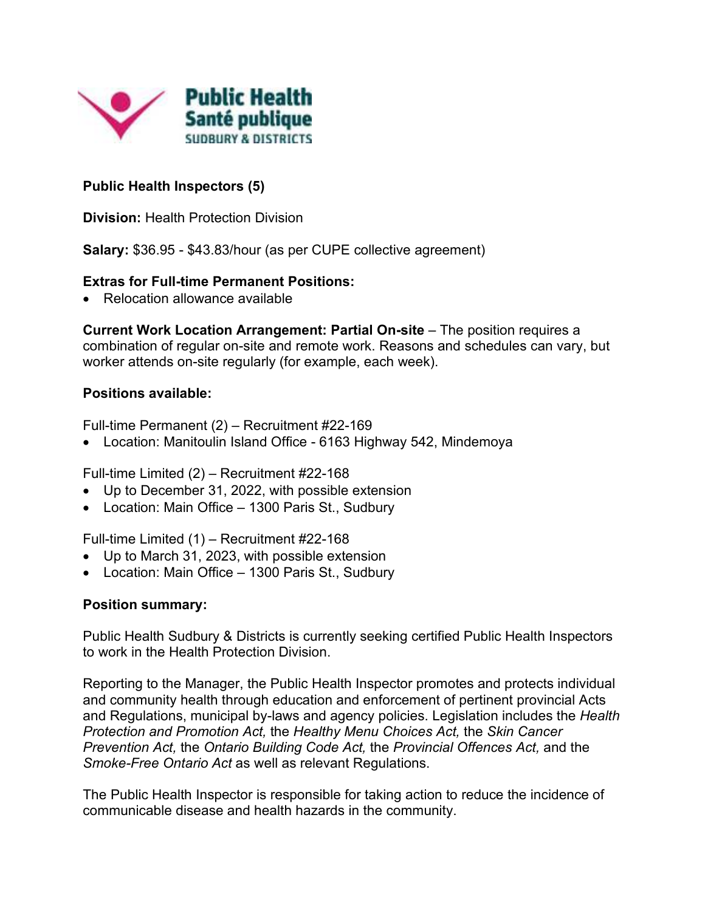Public Health
Santé publique
SUDBURY & DISTRICTS

**Public Health Inspectors (5)**

**Division:** Health Protection Division

**Salary:** $36.95 - $43.83/hour (as per CUPE collective agreement)

**Extras for Full-time Permanent Positions:**

- Relocation allowance available

**Current Work Location Arrangement: Partial On-site** – The position requires a combination of regular on-site and remote work. Reasons and schedules can vary, but worker attends on-site regularly (for example, each week).

**Positions available:**

Full-time Permanent (2) – Recruitment #22-169

- Location: Manitoulin Island Office - 6163 Highway 542, Mindemoya

Full-time Limited (2) – Recruitment #22-168

- Up to December 31, 2022, with possible extension
- Location: Main Office – 1300 Paris St., Sudbury

Full-time Limited (1) – Recruitment #22-168

- Up to March 31, 2023, with possible extension
- Location: Main Office – 1300 Paris St., Sudbury

**Position summary:**

Public Health Sudbury & Districts is currently seeking certified Public Health Inspectors to work in the Health Protection Division.

Reporting to the Manager, the Public Health Inspector promotes and protects individual and community health through education and enforcement of pertinent provincial Acts and Regulations, municipal by-laws and agency policies. Legislation includes the *Health Protection and Promotion Act,* the *Healthy Menu Choices Act,* the *Skin Cancer Prevention Act,* the *Ontario Building Code Act,* the *Provincial Offences Act,* and the *Smoke-Free Ontario Act* as well as relevant Regulations.

The Public Health Inspector is responsible for taking action to reduce the incidence of communicable disease and health hazards in the community.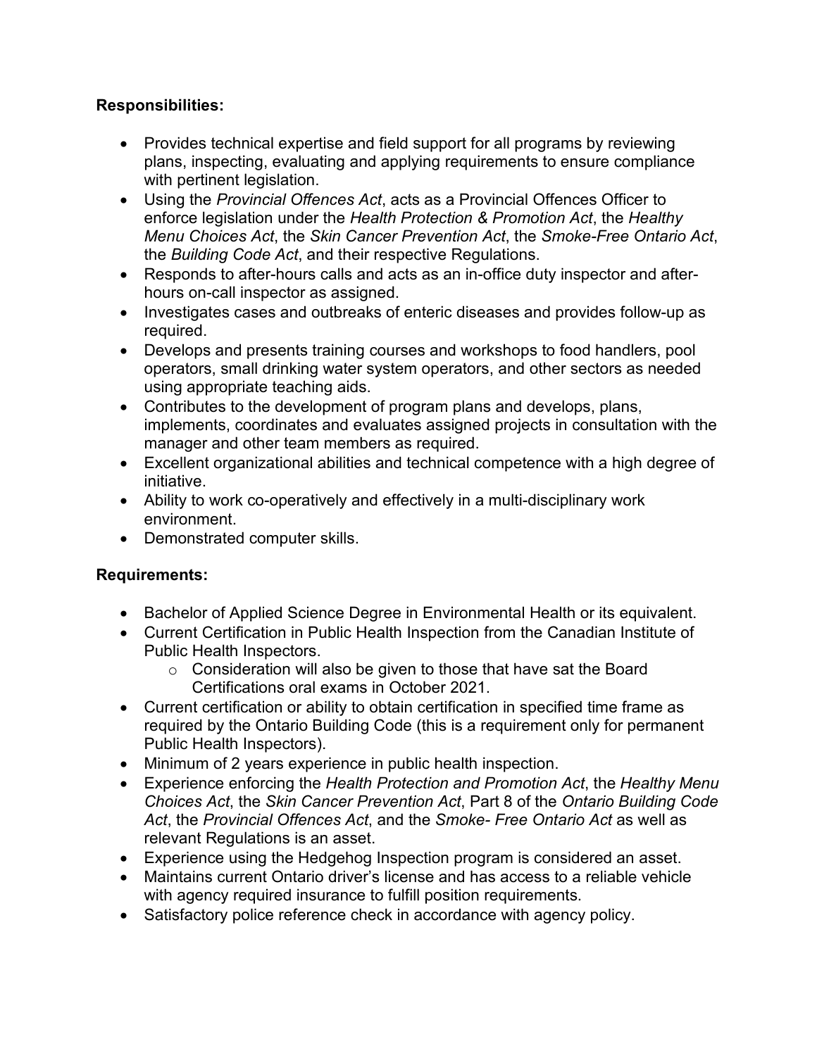**Responsibilities:**

- Provides technical expertise and field support for all programs by reviewing plans, inspecting, evaluating and applying requirements to ensure compliance with pertinent legislation.
- Using the *Provincial Offences Act*, acts as a Provincial Offences Officer to enforce legislation under the *Health Protection & Promotion Act*, the *Healthy Menu Choices Act*, the *Skin Cancer Prevention Act*, the *Smoke-Free Ontario Act*, the *Building Code Act*, and their respective Regulations.
- Responds to after-hours calls and acts as an in-office duty inspector and after-hours on-call inspector as assigned.
- Investigates cases and outbreaks of enteric diseases and provides follow-up as required.
- Develops and presents training courses and workshops to food handlers, pool operators, small drinking water system operators, and other sectors as needed using appropriate teaching aids.
- Contributes to the development of program plans and develops, plans, implements, coordinates and evaluates assigned projects in consultation with the manager and other team members as required.
- Excellent organizational abilities and technical competence with a high degree of initiative.
- Ability to work co-operatively and effectively in a multi-disciplinary work environment.
- Demonstrated computer skills.

**Requirements:**

- Bachelor of Applied Science Degree in Environmental Health or its equivalent.
- Current Certification in Public Health Inspection from the Canadian Institute of Public Health Inspectors.
  - Consideration will also be given to those that have sat the Board Certifications oral exams in October 2021.
- Current certification or ability to obtain certification in specified time frame as required by the Ontario Building Code (this is a requirement only for permanent Public Health Inspectors).
- Minimum of 2 years experience in public health inspection.
- Experience enforcing the *Health Protection and Promotion Act*, the *Healthy Menu Choices Act*, the *Skin Cancer Prevention Act*, Part 8 of the *Ontario Building Code Act*, the *Provincial Offences Act*, and the *Smoke- Free Ontario Act* as well as relevant Regulations is an asset.
- Experience using the Hedgehog Inspection program is considered an asset.
- Maintains current Ontario driver's license and has access to a reliable vehicle with agency required insurance to fulfill position requirements.
- Satisfactory police reference check in accordance with agency policy.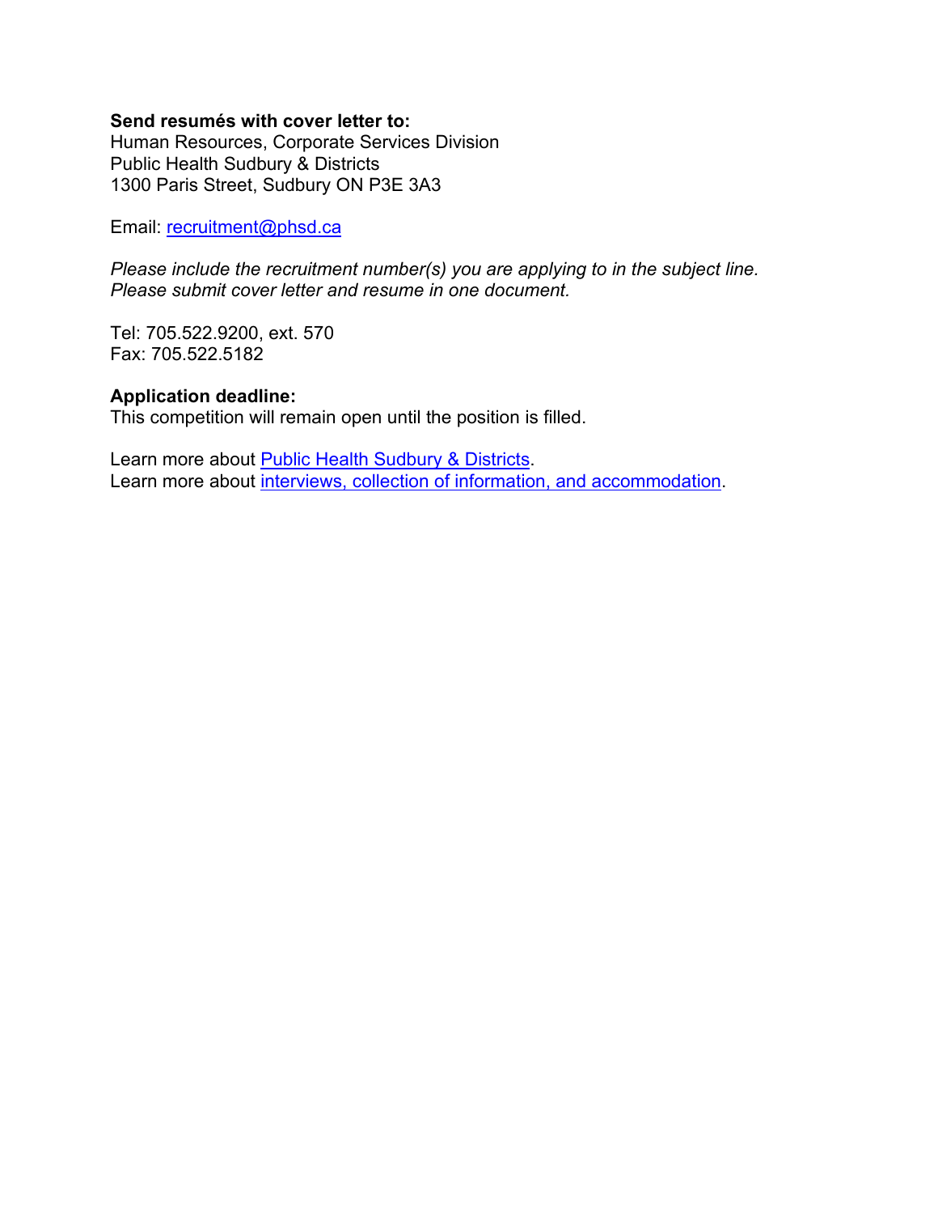**Send resumés with cover letter to:**
Human Resources, Corporate Services Division
Public Health Sudbury & Districts
1300 Paris Street, Sudbury ON P3E 3A3

Email: recruitment@phsd.ca

*Please include the recruitment number(s) you are applying to in the subject line.*
*Please submit cover letter and resume in one document.*

Tel: 705.522.9200, ext. 570
Fax: 705.522.5182

**Application deadline:**
This competition will remain open until the position is filled.

Learn more about Public Health Sudbury & Districts.
Learn more about interviews, collection of information, and accommodation.